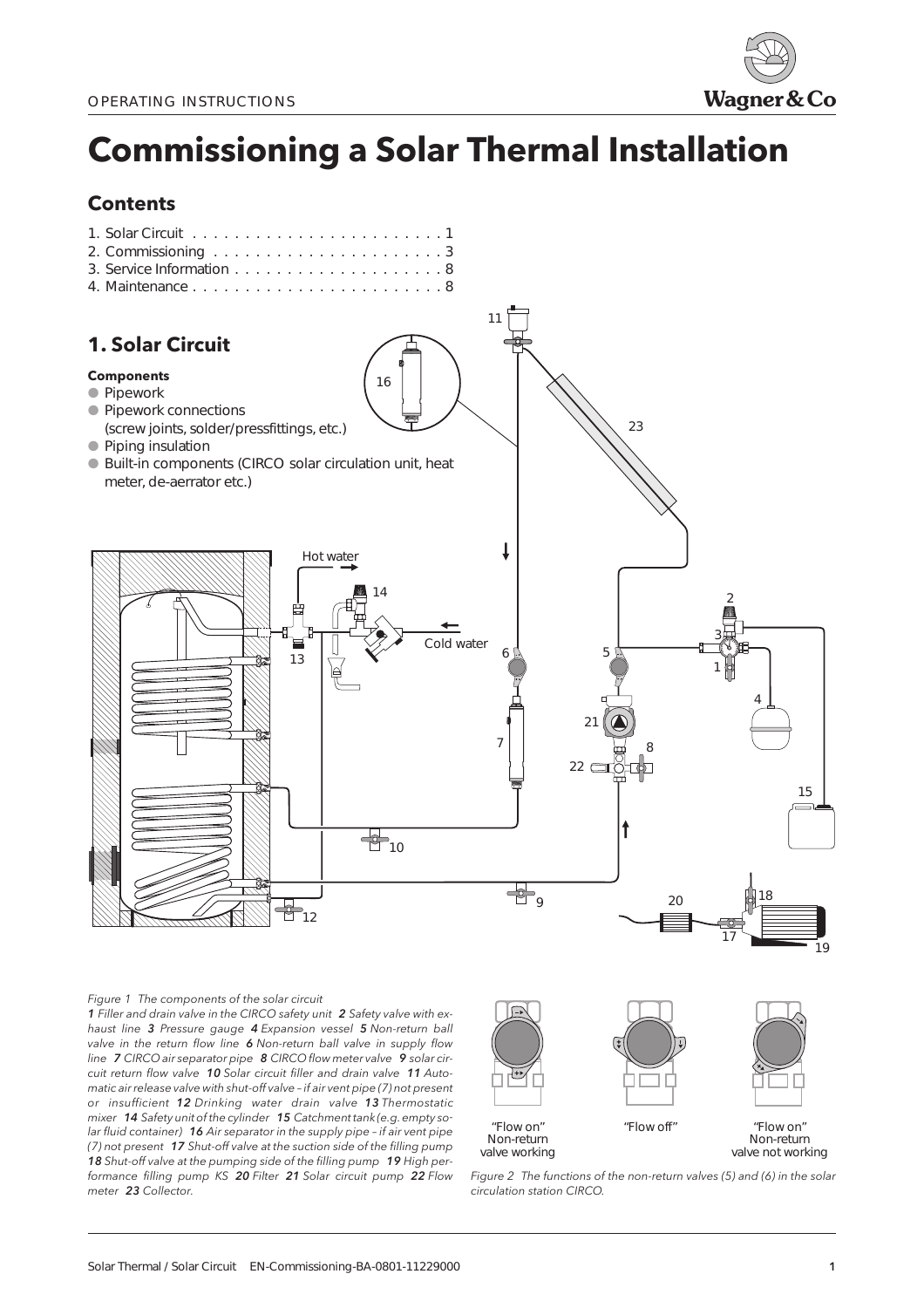# Commissioning a Solar Thermal Installation

## Contents

1. Solar Circuit . . . . . . . . . . . . . . . . . . . . . . . . 1
2. Commissioning . . . . . . . . . . . . . . . . . . . . . . 3
3. Service Information . . . . . . . . . . . . . . . . . . . . 8
4. Maintenance . . . . . . . . . . . . . . . . . . . . . . . . 8

## 1. Solar Circuit

**Components**

- Pipework
- Pipework connections (screw joints, solder/pressfittings, etc.)
- Piping insulation
- Built-in components (CIRCO solar circulation unit, heat meter, de-aerrator etc.)

*Figure 1 The components of the solar circuit*
***1*** *Filler and drain valve in the CIRCO safety unit* ***2*** *Safety valve with exhaust line* ***3*** *Pressure gauge* ***4*** *Expansion vessel* ***5*** *Non-return ball valve in the return flow line* ***6*** *Non-return ball valve in supply flow line* ***7*** *CIRCO air separator pipe* ***8*** *CIRCO flow meter valve* ***9*** *solar circuit return flow valve* ***10*** *Solar circuit filler and drain valve* ***11*** *Automatic air release valve with shut-off valve – if air vent pipe (7) not present or insufficient* ***12*** *Drinking water drain valve* ***13*** *Thermostatic mixer* ***14*** *Safety unit of the cylinder* ***15*** *Catchment tank (e.g. empty solar fluid container)* ***16*** *Air separator in the supply pipe – if air vent pipe (7) not present* ***17*** *Shut-off valve at the suction side of the filling pump* ***18*** *Shut-off valve at the pumping side of the filling pump* ***19*** *High performance filling pump KS* ***20*** *Filter* ***21*** *Solar circuit pump* ***22*** *Flow meter* ***23*** *Collector.*

"Flow on" Non-return valve working | "Flow off" | "Flow on" Non-return valve not working

*Figure 2 The functions of the non-return valves (5) and (6) in the solar circulation station CIRCO.*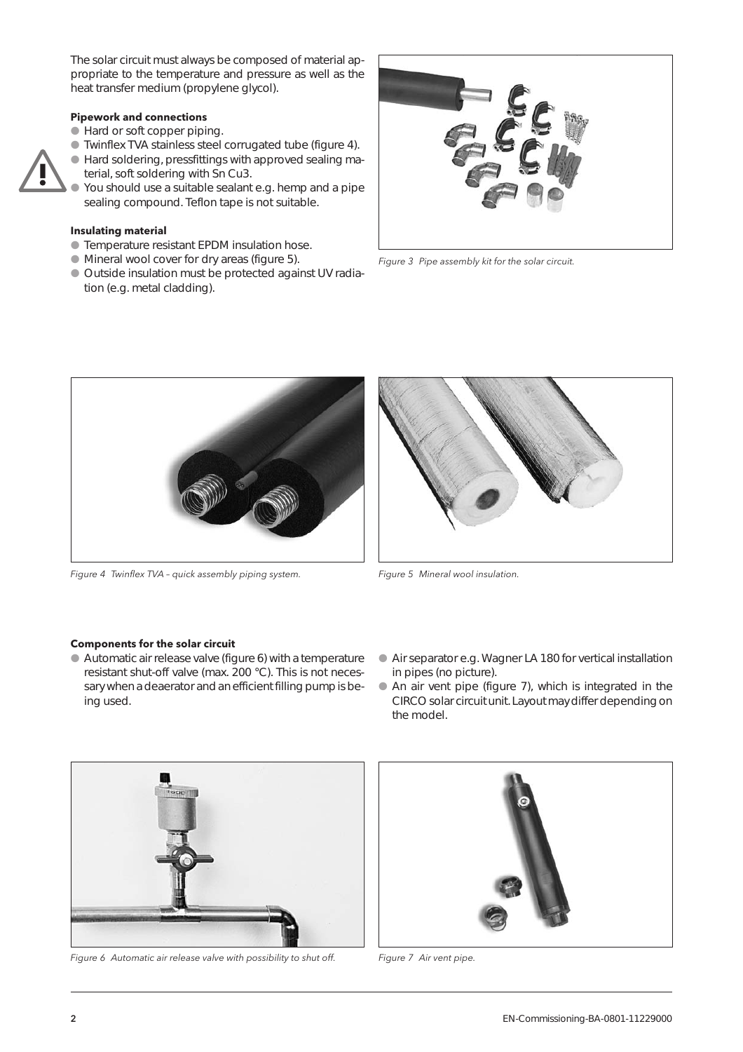The solar circuit must always be composed of material appropriate to the temperature and pressure as well as the heat transfer medium (propylene glycol).

**Pipework and connections**

- Hard or soft copper piping.
- Twinflex TVA stainless steel corrugated tube (figure 4).
- Hard soldering, pressfittings with approved sealing material, soft soldering with Sn Cu3.
- You should use a suitable sealant e.g. hemp and a pipe sealing compound. Teflon tape is not suitable.

**Insulating material**

- Temperature resistant EPDM insulation hose.
- Mineral wool cover for dry areas (figure 5).
- Outside insulation must be protected against UV radiation (e.g. metal cladding).

*Figure 3 Pipe assembly kit for the solar circuit.*

*Figure 4 Twinflex TVA – quick assembly piping system.*

*Figure 5 Mineral wool insulation.*

**Components for the solar circuit**

- Automatic air release valve (figure 6) with a temperature resistant shut-off valve (max. 200 °C). This is not necessary when a deaerator and an efficient filling pump is being used.
- Air separator e.g. Wagner LA 180 for vertical installation in pipes (no picture).
- An air vent pipe (figure 7), which is integrated in the CIRCO solar circuit unit. Layout may differ depending on the model.

*Figure 6 Automatic air release valve with possibility to shut off.*

*Figure 7 Air vent pipe.*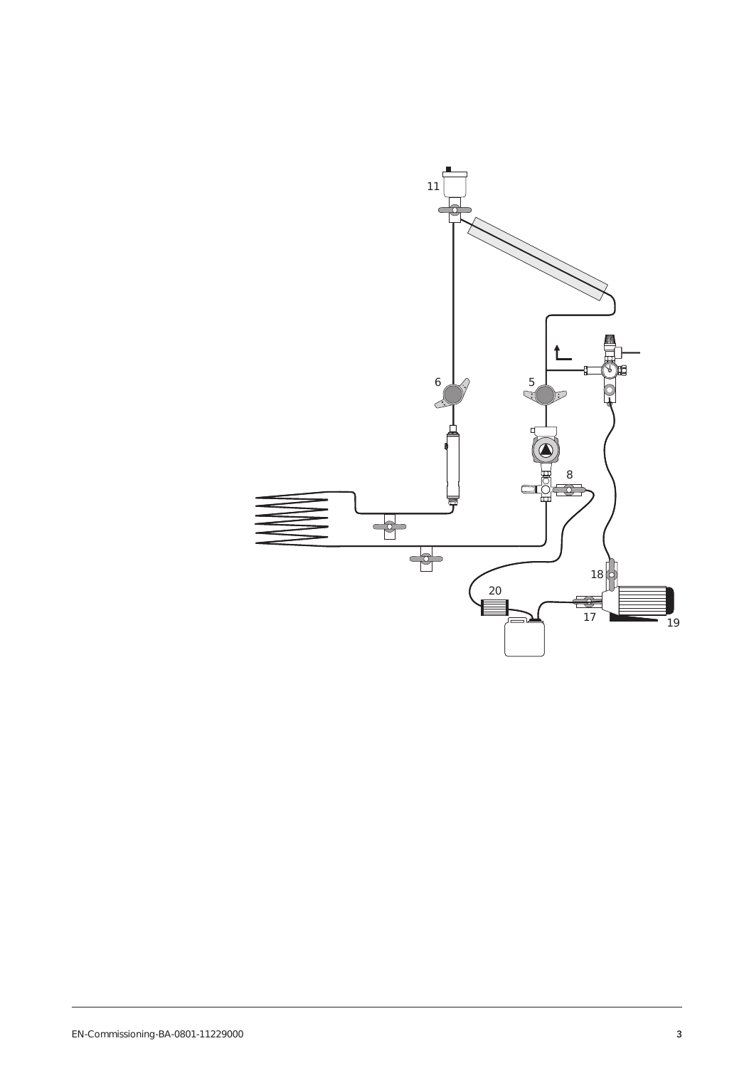11

6

5

8

18

20

17

19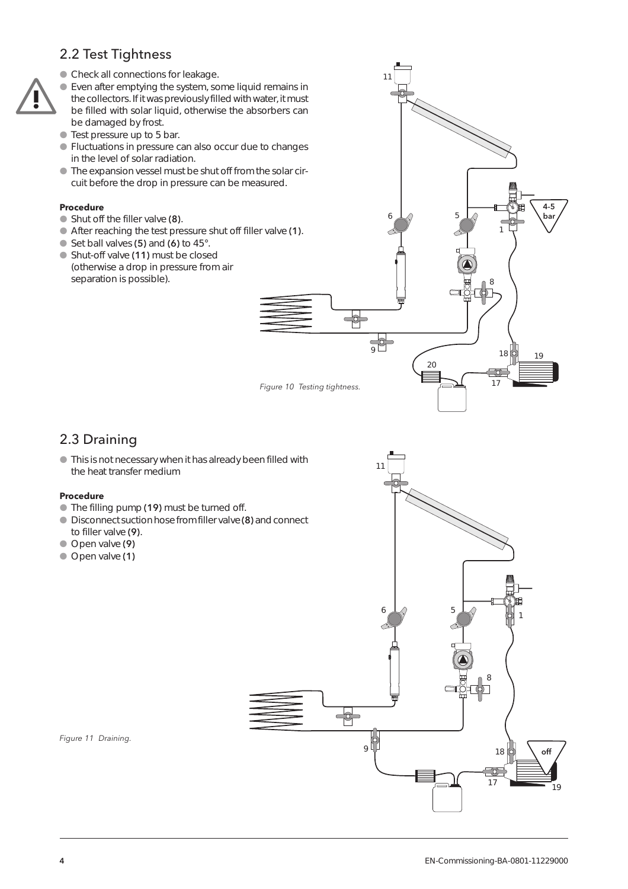## 2.2 Test Tightness

- Check all connections for leakage.
- Even after emptying the system, some liquid remains in the collectors. If it was previously filled with water, it must be filled with solar liquid, otherwise the absorbers can be damaged by frost.
- Test pressure up to 5 bar.
- Fluctuations in pressure can also occur due to changes in the level of solar radiation.
- The expansion vessel must be shut off from the solar circuit before the drop in pressure can be measured.

**Procedure**

- Shut off the filler valve **(8)**.
- After reaching the test pressure shut off filler valve **(1)**.
- Set ball valves **(5)** and **(6)** to 45°.
- Shut-off valve **(11)** must be closed (otherwise a drop in pressure from air separation is possible).

*Figure 10 Testing tightness.*

## 2.3 Draining

- This is not necessary when it has already been filled with the heat transfer medium

**Procedure**

- The filling pump **(19)** must be turned off.
- Disconnect suction hose from filler valve **(8)** and connect to filler valve **(9)**.
- Open valve **(9)**
- Open valve **(1)**

*Figure 11 Draining.*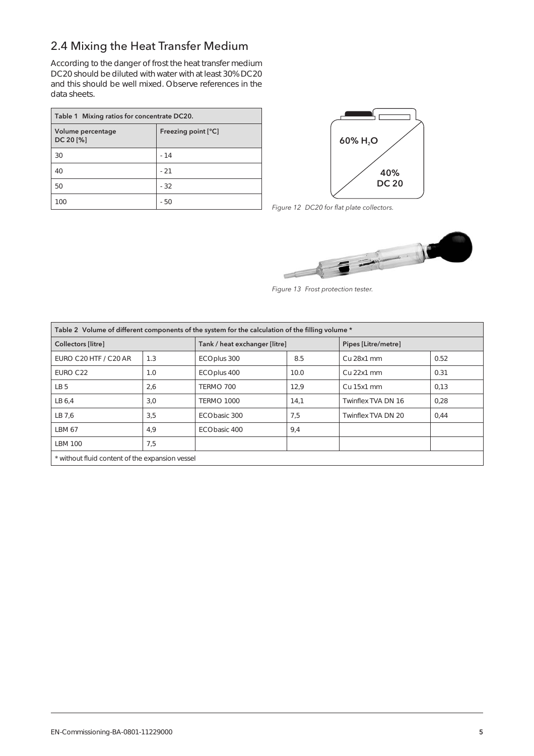## 2.4 Mixing the Heat Transfer Medium

According to the danger of frost the heat transfer medium DC20 should be diluted with water with at least 30% DC20 and this should be well mixed. Observe references in the data sheets.

| Table 1 Mixing ratios for concentrate DC20. | |
|---|---|
| Volume percentage DC 20 [%] | Freezing point [°C] |
| 30 | - 14 |
| 40 | - 21 |
| 50 | - 32 |
| 100 | - 50 |

60% $H_2O$

40% DC 20

*Figure 12 DC20 for flat plate collectors.*

*Figure 13 Frost protection tester.*

| Table 2 Volume of different components of the system for the calculation of the filling volume * | | | | | |
|---|---|---|---|---|---|
| Collectors [litre] | | Tank / heat exchanger [litre] | | Pipes [Litre/metre] | |
| EURO C20 HTF / C20 AR | 1.3 | ECOplus 300 | 8.5 | Cu 28x1 mm | 0.52 |
| EURO C22 | 1.0 | ECOplus 400 | 10.0 | Cu 22x1 mm | 0.31 |
| LB 5 | 2,6 | TERMO 700 | 12,9 | Cu 15x1 mm | 0,13 |
| LB 6,4 | 3,0 | TERMO 1000 | 14,1 | Twinflex TVA DN 16 | 0,28 |
| LB 7,6 | 3,5 | ECObasic 300 | 7,5 | Twinflex TVA DN 20 | 0,44 |
| LBM 67 | 4,9 | ECObasic 400 | 9,4 | | |
| LBM 100 | 7,5 | | | | |
| * without fluid content of the expansion vessel | | | | | |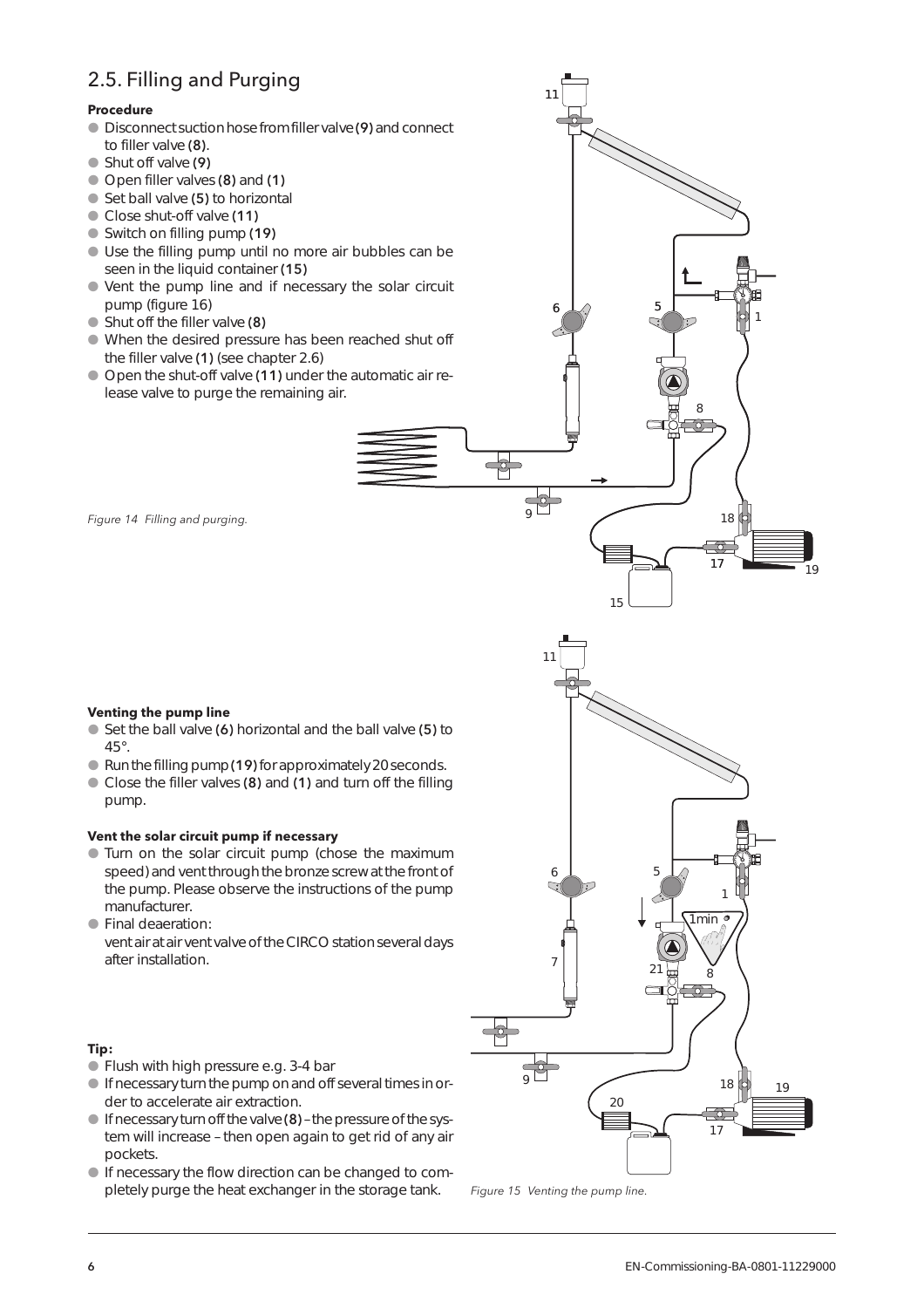## 2.5. Filling and Purging

**Procedure**

- Disconnect suction hose from filler valve **(9)** and connect to filler valve **(8)**.
- Shut off valve **(9)**
- Open filler valves **(8)** and **(1)**
- Set ball valve **(5)** to horizontal
- Close shut-off valve **(11)**
- Switch on filling pump **(19)**
- Use the filling pump until no more air bubbles can be seen in the liquid container **(15)**
- Vent the pump line and if necessary the solar circuit pump (figure 16)
- Shut off the filler valve **(8)**
- When the desired pressure has been reached shut off the filler valve **(1)** (see chapter 2.6)
- Open the shut-off valve **(11)** under the automatic air release valve to purge the remaining air.

*Figure 14 Filling and purging.*

**Venting the pump line**

- Set the ball valve **(6)** horizontal and the ball valve **(5)** to 45°.
- Run the filling pump **(19)** for approximately 20 seconds.
- Close the filler valves **(8)** and **(1)** and turn off the filling pump.

**Vent the solar circuit pump if necessary**

- Turn on the solar circuit pump (chose the maximum speed) and vent through the bronze screw at the front of the pump. Please observe the instructions of the pump manufacturer.
- Final deaeration:
  vent air at air vent valve of the CIRCO station several days after installation.

**Tip:**

- Flush with high pressure e.g. 3-4 bar
- If necessary turn the pump on and off several times in order to accelerate air extraction.
- If necessary turn off the valve **(8)** – the pressure of the system will increase – then open again to get rid of any air pockets.
- If necessary the flow direction can be changed to completely purge the heat exchanger in the storage tank.

*Figure 15 Venting the pump line.*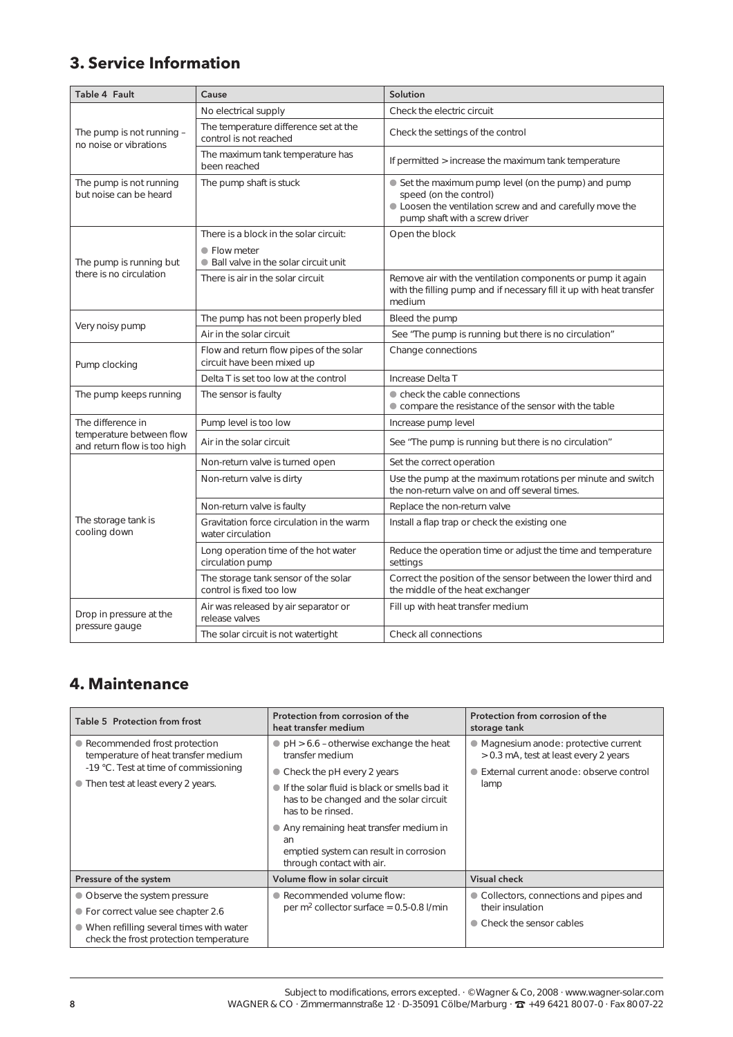## 3. Service Information

| Table 4 Fault | Cause | Solution |
|---|---|---|
| The pump is not running – no noise or vibrations | No electrical supply | Check the electric circuit |
| | The temperature difference set at the control is not reached | Check the settings of the control |
| | The maximum tank temperature has been reached | If permitted > increase the maximum tank temperature |
| The pump is not running but noise can be heard | The pump shaft is stuck | ● Set the maximum pump level (on the pump) and pump speed (on the control)<br>● Loosen the ventilation screw and and carefully move the pump shaft with a screw driver |
| The pump is running but there is no circulation | There is a block in the solar circuit:<br>● Flow meter<br>● Ball valve in the solar circuit unit | Open the block |
| | There is air in the solar circuit | Remove air with the ventilation components or pump it again with the filling pump and if necessary fill it up with heat transfer medium |
| Very noisy pump | The pump has not been properly bled | Bleed the pump |
| | Air in the solar circuit | See "The pump is running but there is no circulation" |
| Pump clocking | Flow and return flow pipes of the solar circuit have been mixed up | Change connections |
| | Delta T is set too low at the control | Increase Delta T |
| The pump keeps running | The sensor is faulty | ● check the cable connections<br>● compare the resistance of the sensor with the table |
| The difference in temperature between flow and return flow is too high | Pump level is too low | Increase pump level |
| | Air in the solar circuit | See "The pump is running but there is no circulation" |
| The storage tank is cooling down | Non-return valve is turned open | Set the correct operation |
| | Non-return valve is dirty | Use the pump at the maximum rotations per minute and switch the non-return valve on and off several times. |
| | Non-return valve is faulty | Replace the non-return valve |
| | Gravitation force circulation in the warm water circulation | Install a flap trap or check the existing one |
| | Long operation time of the hot water circulation pump | Reduce the operation time or adjust the time and temperature settings |
| | The storage tank sensor of the solar control is fixed too low | Correct the position of the sensor between the lower third and the middle of the heat exchanger |
| Drop in pressure at the pressure gauge | Air was released by air separator or release valves | Fill up with heat transfer medium |
| | The solar circuit is not watertight | Check all connections |

## 4. Maintenance

| Table 5 Protection from frost | Protection from corrosion of the heat transfer medium | Protection from corrosion of the storage tank |
|---|---|---|
| ● Recommended frost protection temperature of heat transfer medium -19 °C. Test at time of commissioning<br>● Then test at least every 2 years. | ● pH > 6.6 – otherwise exchange the heat transfer medium<br>● Check the pH every 2 years<br>● If the solar fluid is black or smells bad it has to be changed and the solar circuit has to be rinsed.<br>● Any remaining heat transfer medium in an emptied system can result in corrosion through contact with air. | ● Magnesium anode: protective current > 0.3 mA, test at least every 2 years<br>● External current anode: observe control lamp |
| **Pressure of the system** | **Volume flow in solar circuit** | **Visual check** |
| ● Observe the system pressure<br>● For correct value see chapter 2.6<br>● When refilling several times with water check the frost protection temperature | ● Recommended volume flow: per $m^2$ collector surface = 0.5-0.8 l/min | ● Collectors, connections and pipes and their insulation<br>● Check the sensor cables |

Subject to modifications, errors excepted. · ©Wagner & Co, 2008 · www.wagner-solar.com
WAGNER & CO · Zimmermannstraße 12 · D-35091 Cölbe/Marburg · ☎ +49 6421 8007-0 · Fax 8007-22